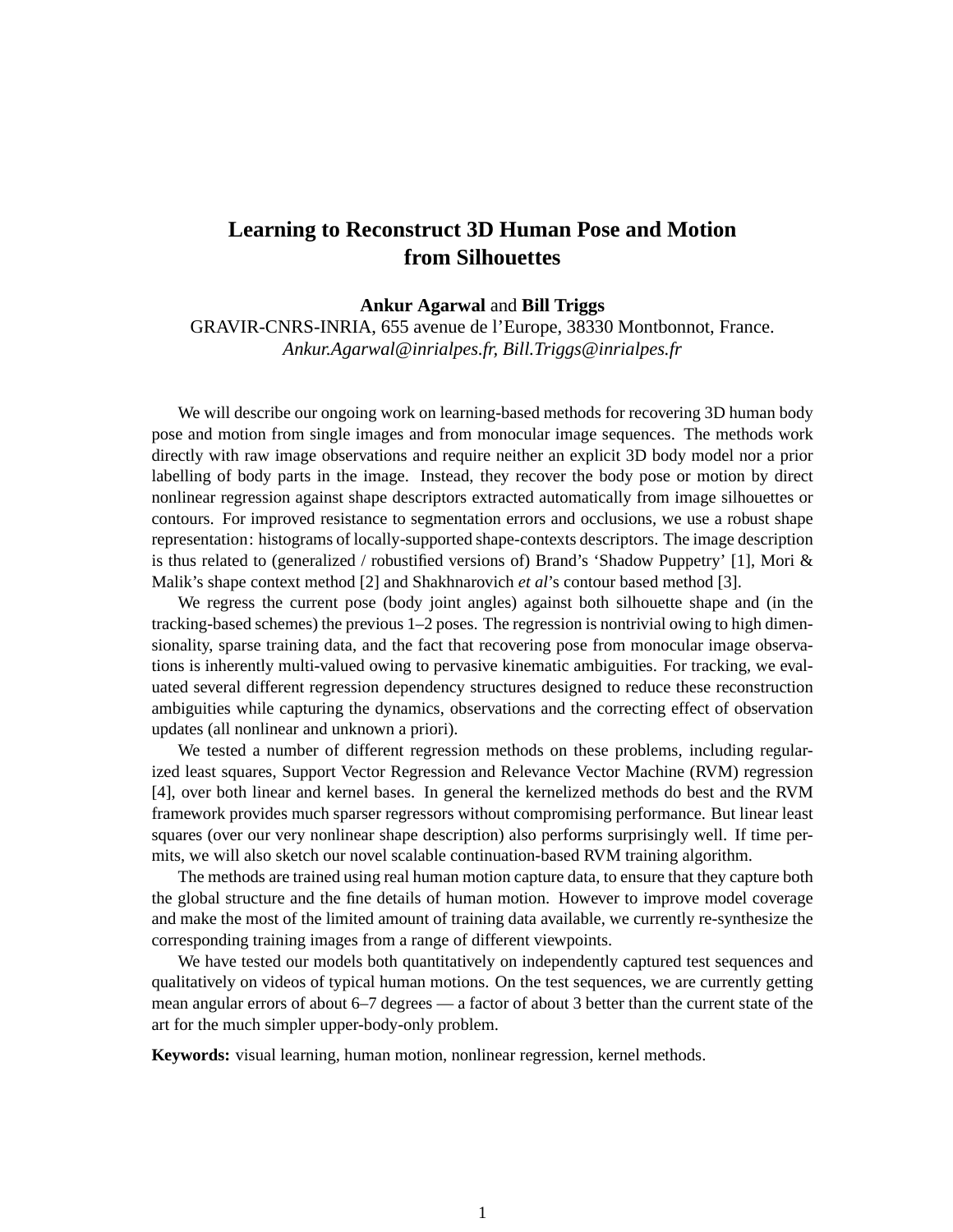# Learning to Reconstruct 3D Human Pose and Motion from Silhouettes

**Ankur Agarwal** and **Bill Triggs**
GRAVIR-CNRS-INRIA, 655 avenue de l'Europe, 38330 Montbonnot, France.
*Ankur.Agarwal@inrialpes.fr, Bill.Triggs@inrialpes.fr*

We will describe our ongoing work on learning-based methods for recovering 3D human body pose and motion from single images and from monocular image sequences. The methods work directly with raw image observations and require neither an explicit 3D body model nor a prior labelling of body parts in the image. Instead, they recover the body pose or motion by direct nonlinear regression against shape descriptors extracted automatically from image silhouettes or contours. For improved resistance to segmentation errors and occlusions, we use a robust shape representation: histograms of locally-supported shape-contexts descriptors. The image description is thus related to (generalized / robustified versions of) Brand's 'Shadow Puppetry' [1], Mori & Malik's shape context method [2] and Shakhnarovich *et al*'s contour based method [3].

We regress the current pose (body joint angles) against both silhouette shape and (in the tracking-based schemes) the previous 1–2 poses. The regression is nontrivial owing to high dimensionality, sparse training data, and the fact that recovering pose from monocular image observations is inherently multi-valued owing to pervasive kinematic ambiguities. For tracking, we evaluated several different regression dependency structures designed to reduce these reconstruction ambiguities while capturing the dynamics, observations and the correcting effect of observation updates (all nonlinear and unknown a priori).

We tested a number of different regression methods on these problems, including regularized least squares, Support Vector Regression and Relevance Vector Machine (RVM) regression [4], over both linear and kernel bases. In general the kernelized methods do best and the RVM framework provides much sparser regressors without compromising performance. But linear least squares (over our very nonlinear shape description) also performs surprisingly well. If time permits, we will also sketch our novel scalable continuation-based RVM training algorithm.

The methods are trained using real human motion capture data, to ensure that they capture both the global structure and the fine details of human motion. However to improve model coverage and make the most of the limited amount of training data available, we currently re-synthesize the corresponding training images from a range of different viewpoints.

We have tested our models both quantitatively on independently captured test sequences and qualitatively on videos of typical human motions. On the test sequences, we are currently getting mean angular errors of about 6–7 degrees — a factor of about 3 better than the current state of the art for the much simpler upper-body-only problem.

**Keywords:** visual learning, human motion, nonlinear regression, kernel methods.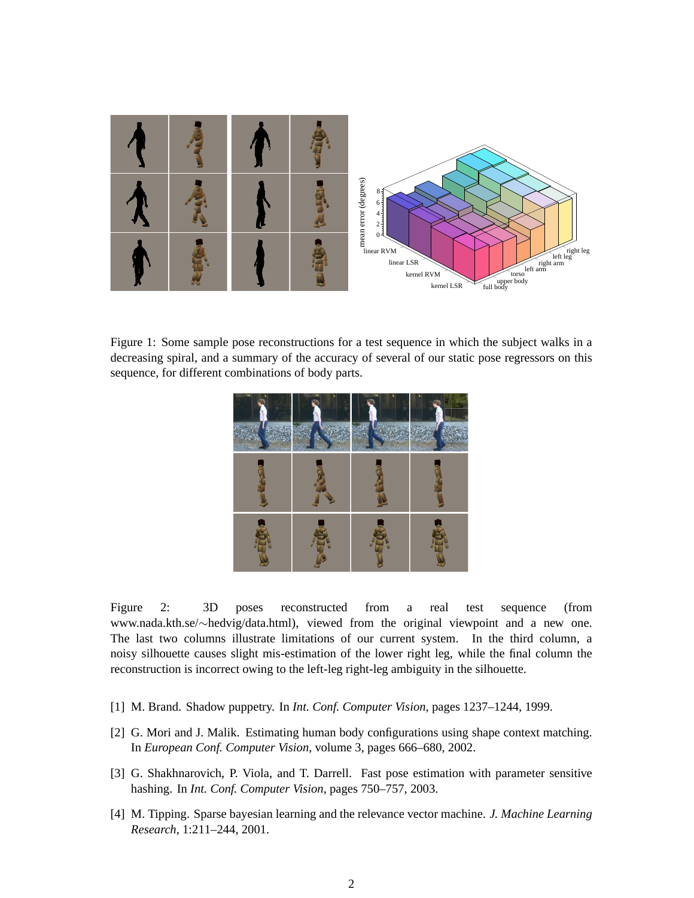mean error (degrees)
8
6
4
2
0
linear RVM
linear LSR
kernel RVM
kernel LSR
full body
upper body
torso
left arm
right arm
left leg
right leg

Figure 1: Some sample pose reconstructions for a test sequence in which the subject walks in a decreasing spiral, and a summary of the accuracy of several of our static pose regressors on this sequence, for different combinations of body parts.

Figure 2: 3D poses reconstructed from a real test sequence (from www.nada.kth.se/∼hedvig/data.html), viewed from the original viewpoint and a new one. The last two columns illustrate limitations of our current system. In the third column, a noisy silhouette causes slight mis-estimation of the lower right leg, while the final column the reconstruction is incorrect owing to the left-leg right-leg ambiguity in the silhouette.

[1] M. Brand. Shadow puppetry. In *Int. Conf. Computer Vision*, pages 1237–1244, 1999.

[2] G. Mori and J. Malik. Estimating human body configurations using shape context matching. In *European Conf. Computer Vision*, volume 3, pages 666–680, 2002.

[3] G. Shakhnarovich, P. Viola, and T. Darrell. Fast pose estimation with parameter sensitive hashing. In *Int. Conf. Computer Vision*, pages 750–757, 2003.

[4] M. Tipping. Sparse bayesian learning and the relevance vector machine. *J. Machine Learning Research*, 1:211–244, 2001.